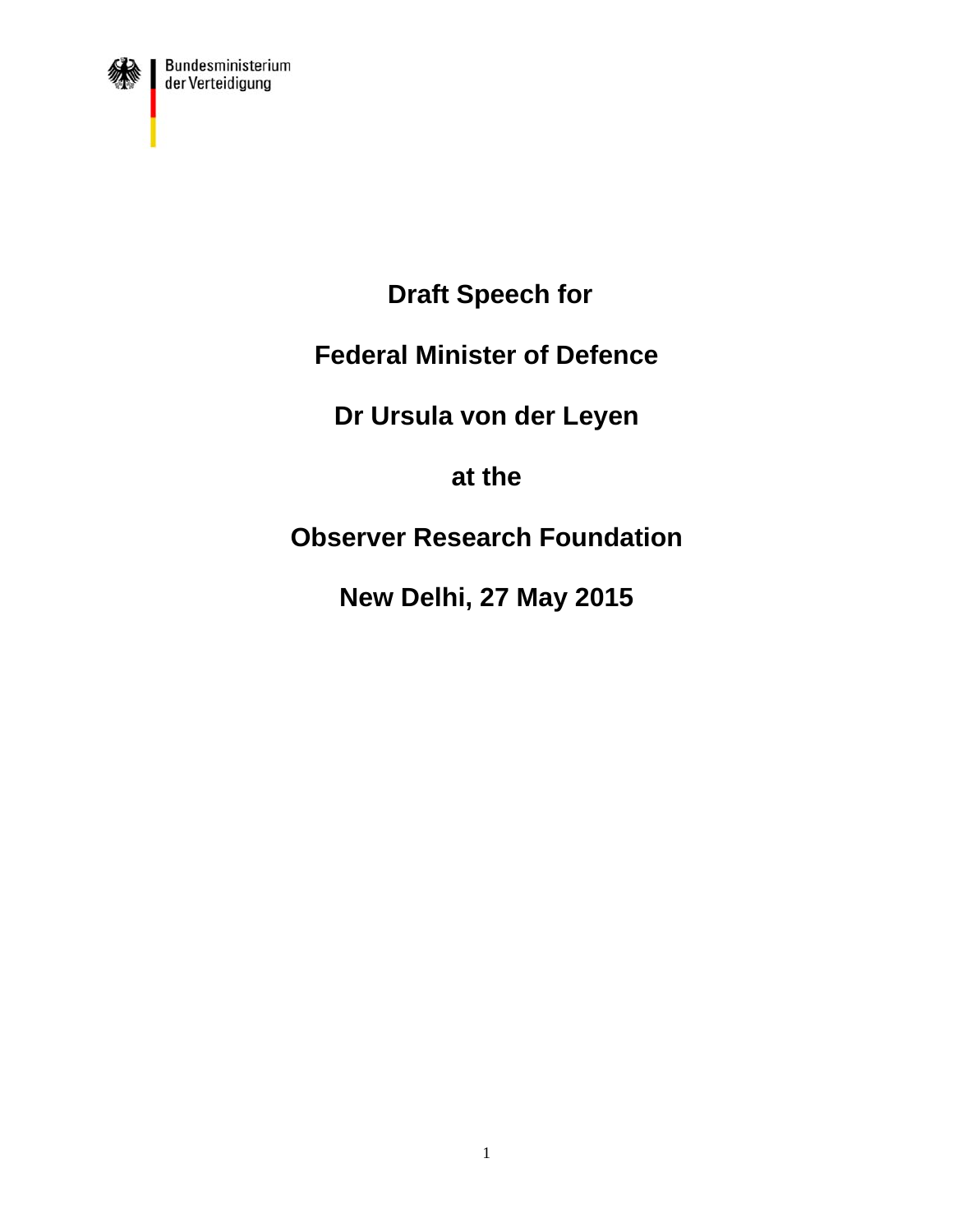Bundesministerium der Verteidigung

# Draft Speech for

# Federal Minister of Defence

# Dr Ursula von der Leyen

# at the

# Observer Research Foundation

# New Delhi, 27 May 2015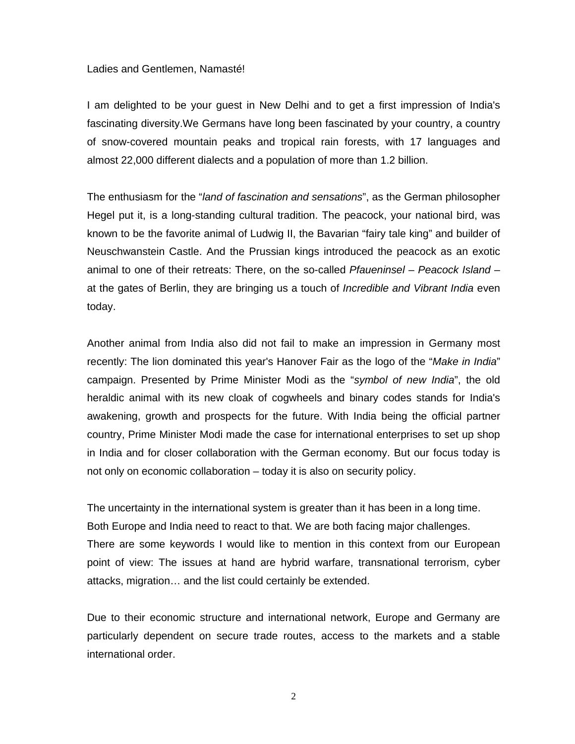Ladies and Gentlemen, Namasté!

I am delighted to be your guest in New Delhi and to get a first impression of India's fascinating diversity.We Germans have long been fascinated by your country, a country of snow-covered mountain peaks and tropical rain forests, with 17 languages and almost 22,000 different dialects and a population of more than 1.2 billion.

The enthusiasm for the "*land of fascination and sensations*", as the German philosopher Hegel put it, is a long-standing cultural tradition. The peacock, your national bird, was known to be the favorite animal of Ludwig II, the Bavarian "fairy tale king" and builder of Neuschwanstein Castle. And the Prussian kings introduced the peacock as an exotic animal to one of their retreats: There, on the so-called *Pfaueninsel – Peacock Island* – at the gates of Berlin, they are bringing us a touch of *Incredible and Vibrant India* even today.

Another animal from India also did not fail to make an impression in Germany most recently: The lion dominated this year's Hanover Fair as the logo of the "*Make in India*" campaign. Presented by Prime Minister Modi as the "*symbol of new India*", the old heraldic animal with its new cloak of cogwheels and binary codes stands for India's awakening, growth and prospects for the future. With India being the official partner country, Prime Minister Modi made the case for international enterprises to set up shop in India and for closer collaboration with the German economy. But our focus today is not only on economic collaboration – today it is also on security policy.

The uncertainty in the international system is greater than it has been in a long time. Both Europe and India need to react to that. We are both facing major challenges. There are some keywords I would like to mention in this context from our European point of view: The issues at hand are hybrid warfare, transnational terrorism, cyber attacks, migration… and the list could certainly be extended.

Due to their economic structure and international network, Europe and Germany are particularly dependent on secure trade routes, access to the markets and a stable international order.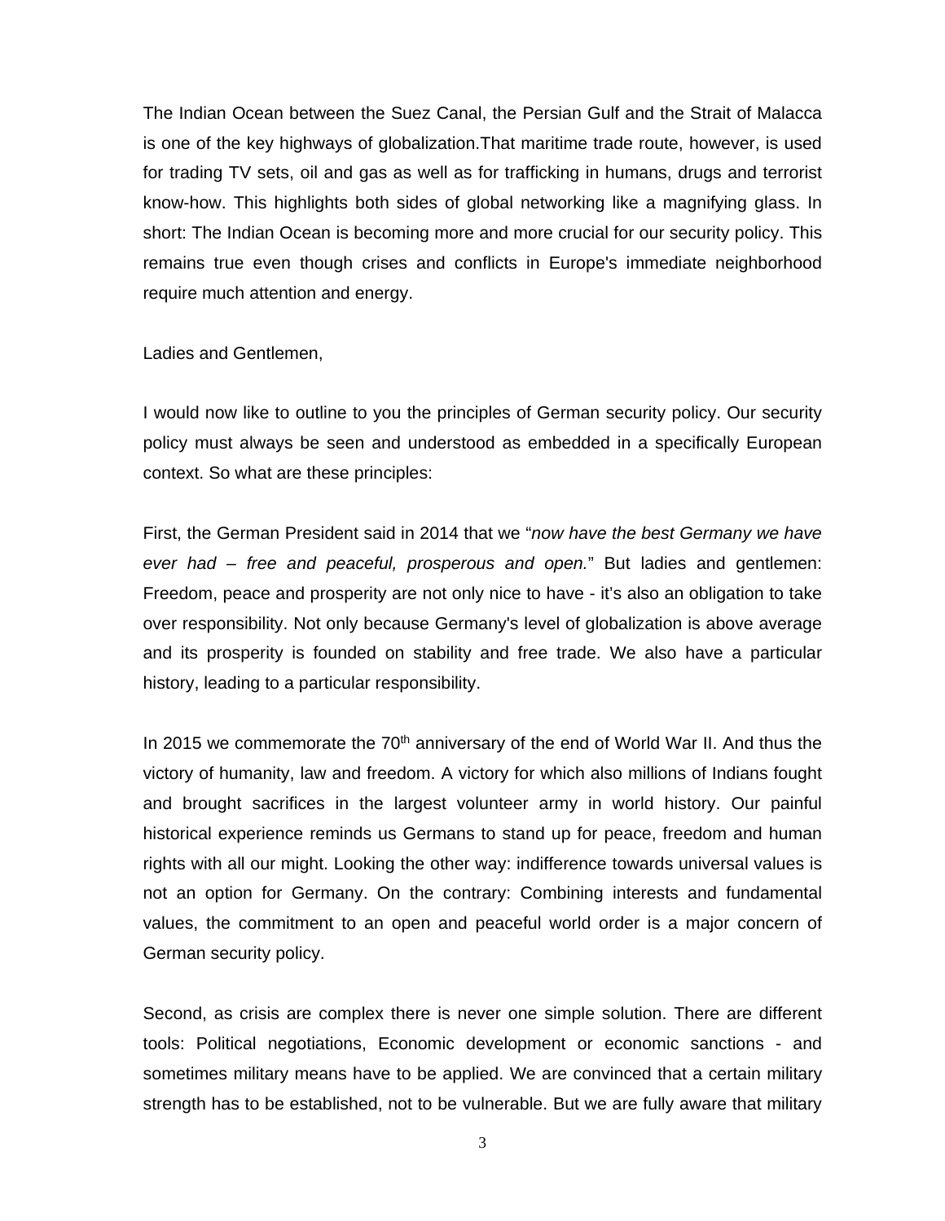The Indian Ocean between the Suez Canal, the Persian Gulf and the Strait of Malacca is one of the key highways of globalization.That maritime trade route, however, is used for trading TV sets, oil and gas as well as for trafficking in humans, drugs and terrorist know-how. This highlights both sides of global networking like a magnifying glass. In short: The Indian Ocean is becoming more and more crucial for our security policy. This remains true even though crises and conflicts in Europe's immediate neighborhood require much attention and energy.

Ladies and Gentlemen,

I would now like to outline to you the principles of German security policy. Our security policy must always be seen and understood as embedded in a specifically European context. So what are these principles:

First, the German President said in 2014 that we "*now have the best Germany we have ever had – free and peaceful, prosperous and open.*" But ladies and gentlemen: Freedom, peace and prosperity are not only nice to have - it's also an obligation to take over responsibility. Not only because Germany's level of globalization is above average and its prosperity is founded on stability and free trade. We also have a particular history, leading to a particular responsibility.

In 2015 we commemorate the 70th anniversary of the end of World War II. And thus the victory of humanity, law and freedom. A victory for which also millions of Indians fought and brought sacrifices in the largest volunteer army in world history. Our painful historical experience reminds us Germans to stand up for peace, freedom and human rights with all our might. Looking the other way: indifference towards universal values is not an option for Germany. On the contrary: Combining interests and fundamental values, the commitment to an open and peaceful world order is a major concern of German security policy.

Second, as crisis are complex there is never one simple solution. There are different tools: Political negotiations, Economic development or economic sanctions - and sometimes military means have to be applied. We are convinced that a certain military strength has to be established, not to be vulnerable. But we are fully aware that military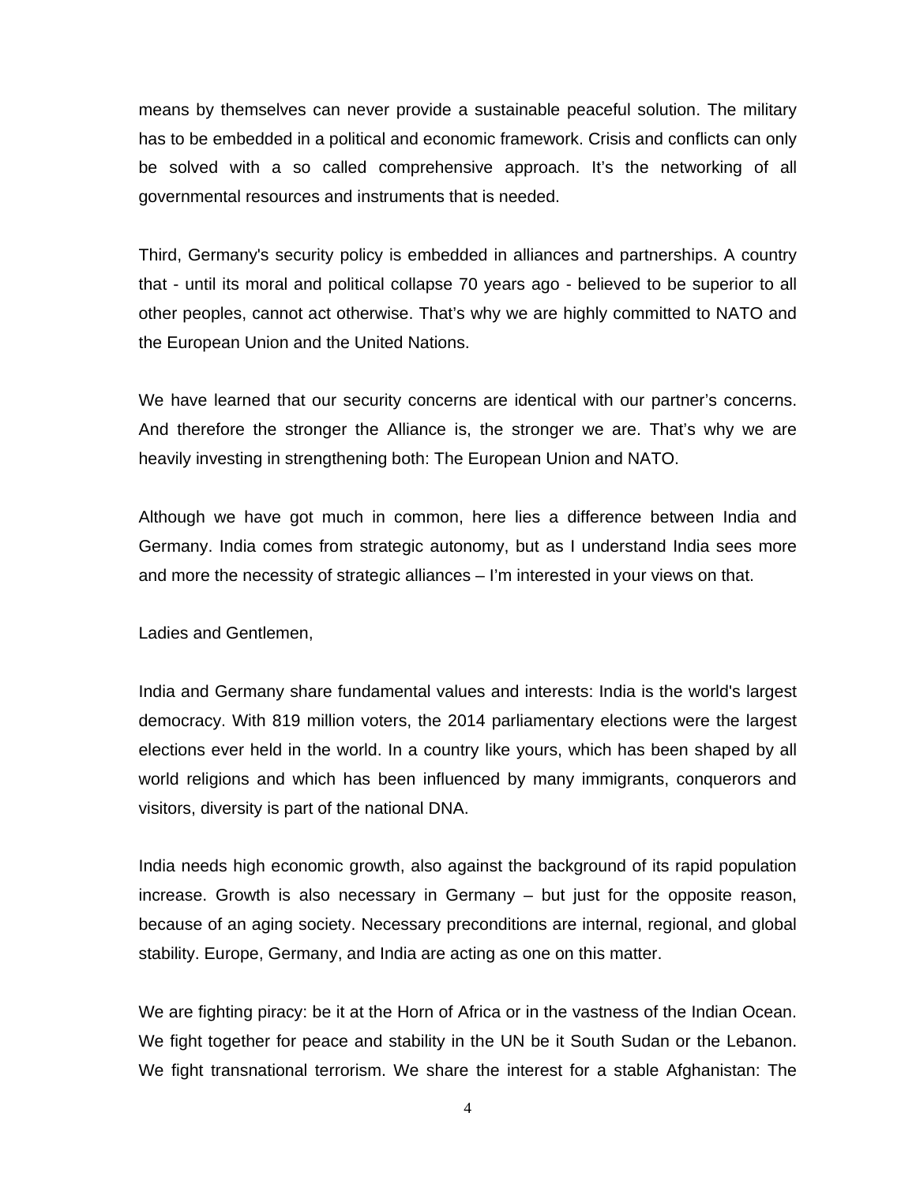means by themselves can never provide a sustainable peaceful solution. The military has to be embedded in a political and economic framework. Crisis and conflicts can only be solved with a so called comprehensive approach. It's the networking of all governmental resources and instruments that is needed.

Third, Germany's security policy is embedded in alliances and partnerships. A country that - until its moral and political collapse 70 years ago - believed to be superior to all other peoples, cannot act otherwise. That's why we are highly committed to NATO and the European Union and the United Nations.

We have learned that our security concerns are identical with our partner's concerns. And therefore the stronger the Alliance is, the stronger we are. That's why we are heavily investing in strengthening both: The European Union and NATO.

Although we have got much in common, here lies a difference between India and Germany. India comes from strategic autonomy, but as I understand India sees more and more the necessity of strategic alliances – I'm interested in your views on that.

Ladies and Gentlemen,

India and Germany share fundamental values and interests: India is the world's largest democracy. With 819 million voters, the 2014 parliamentary elections were the largest elections ever held in the world. In a country like yours, which has been shaped by all world religions and which has been influenced by many immigrants, conquerors and visitors, diversity is part of the national DNA.

India needs high economic growth, also against the background of its rapid population increase. Growth is also necessary in Germany – but just for the opposite reason, because of an aging society. Necessary preconditions are internal, regional, and global stability. Europe, Germany, and India are acting as one on this matter.

We are fighting piracy: be it at the Horn of Africa or in the vastness of the Indian Ocean. We fight together for peace and stability in the UN be it South Sudan or the Lebanon. We fight transnational terrorism. We share the interest for a stable Afghanistan: The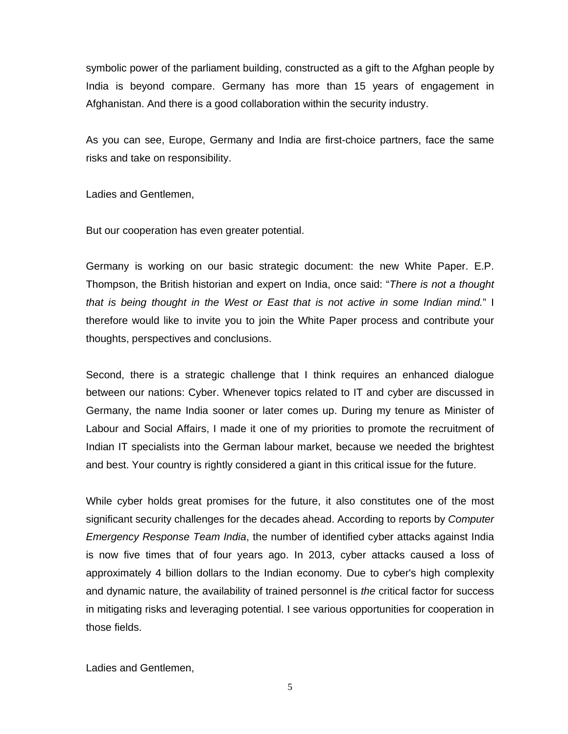symbolic power of the parliament building, constructed as a gift to the Afghan people by India is beyond compare. Germany has more than 15 years of engagement in Afghanistan. And there is a good collaboration within the security industry.

As you can see, Europe, Germany and India are first-choice partners, face the same risks and take on responsibility.

Ladies and Gentlemen,

But our cooperation has even greater potential.

Germany is working on our basic strategic document: the new White Paper. E.P. Thompson, the British historian and expert on India, once said: "*There is not a thought that is being thought in the West or East that is not active in some Indian mind.*" I therefore would like to invite you to join the White Paper process and contribute your thoughts, perspectives and conclusions.

Second, there is a strategic challenge that I think requires an enhanced dialogue between our nations: Cyber. Whenever topics related to IT and cyber are discussed in Germany, the name India sooner or later comes up. During my tenure as Minister of Labour and Social Affairs, I made it one of my priorities to promote the recruitment of Indian IT specialists into the German labour market, because we needed the brightest and best. Your country is rightly considered a giant in this critical issue for the future.

While cyber holds great promises for the future, it also constitutes one of the most significant security challenges for the decades ahead. According to reports by *Computer Emergency Response Team India*, the number of identified cyber attacks against India is now five times that of four years ago. In 2013, cyber attacks caused a loss of approximately 4 billion dollars to the Indian economy. Due to cyber's high complexity and dynamic nature, the availability of trained personnel is *the* critical factor for success in mitigating risks and leveraging potential. I see various opportunities for cooperation in those fields.

Ladies and Gentlemen,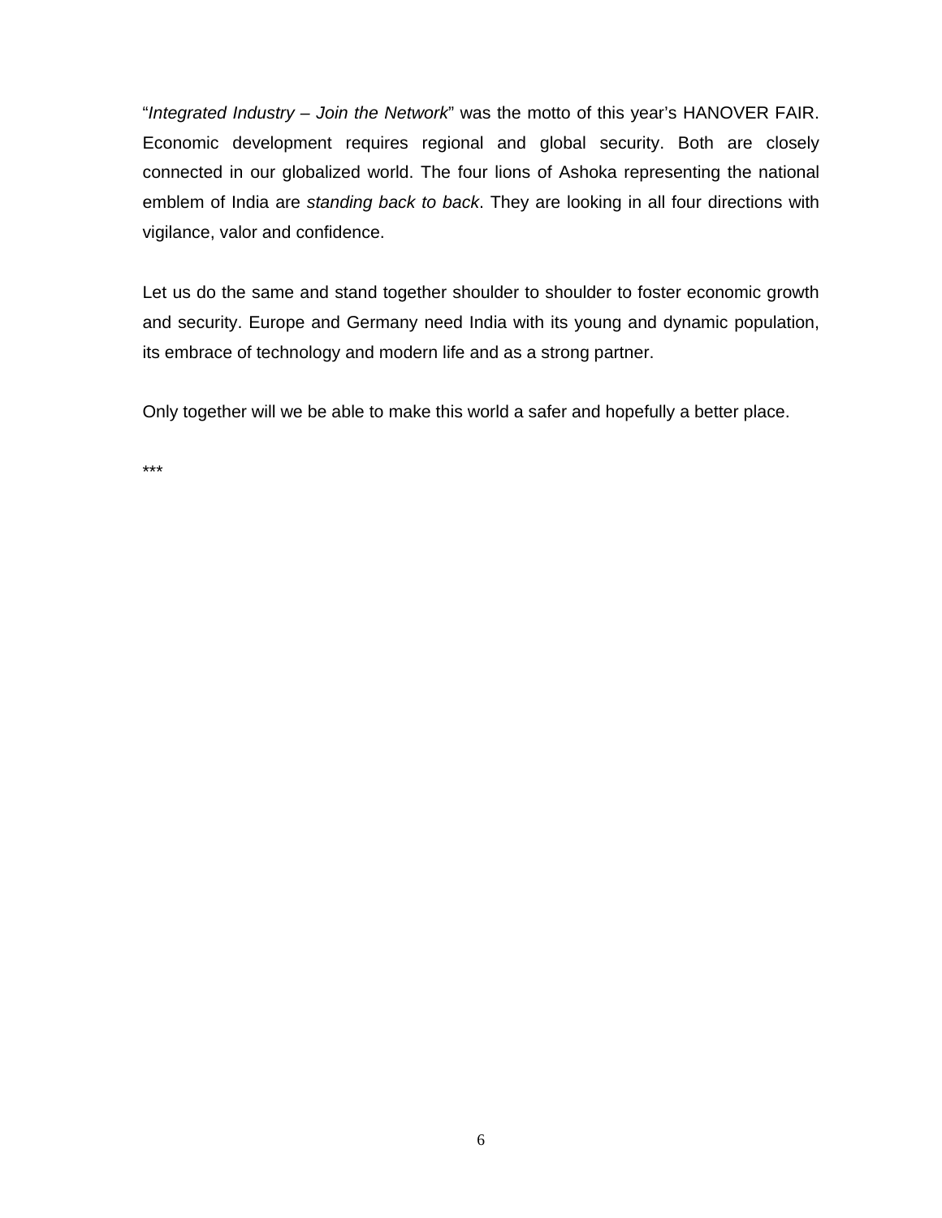"*Integrated Industry – Join the Network*" was the motto of this year's HANOVER FAIR. Economic development requires regional and global security. Both are closely connected in our globalized world. The four lions of Ashoka representing the national emblem of India are *standing back to back*. They are looking in all four directions with vigilance, valor and confidence.

Let us do the same and stand together shoulder to shoulder to foster economic growth and security. Europe and Germany need India with its young and dynamic population, its embrace of technology and modern life and as a strong partner.

Only together will we be able to make this world a safer and hopefully a better place.

***